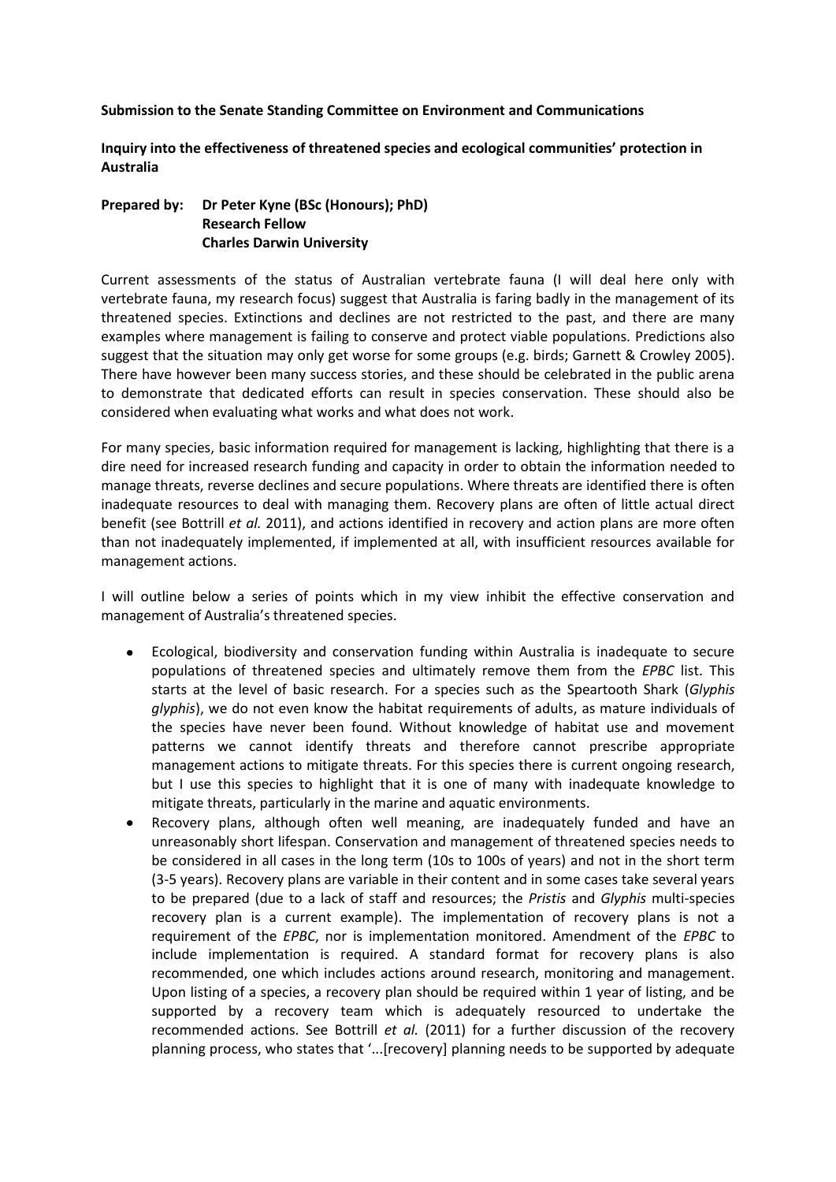**Submission to the Senate Standing Committee on Environment and Communications**

**Inquiry into the effectiveness of threatened species and ecological communities' protection in Australia**

**Prepared by: Dr Peter Kyne (BSc (Honours); PhD)**
**Research Fellow**
**Charles Darwin University**

Current assessments of the status of Australian vertebrate fauna (I will deal here only with vertebrate fauna, my research focus) suggest that Australia is faring badly in the management of its threatened species. Extinctions and declines are not restricted to the past, and there are many examples where management is failing to conserve and protect viable populations. Predictions also suggest that the situation may only get worse for some groups (e.g. birds; Garnett & Crowley 2005). There have however been many success stories, and these should be celebrated in the public arena to demonstrate that dedicated efforts can result in species conservation. These should also be considered when evaluating what works and what does not work.

For many species, basic information required for management is lacking, highlighting that there is a dire need for increased research funding and capacity in order to obtain the information needed to manage threats, reverse declines and secure populations. Where threats are identified there is often inadequate resources to deal with managing them. Recovery plans are often of little actual direct benefit (see Bottrill *et al.* 2011), and actions identified in recovery and action plans are more often than not inadequately implemented, if implemented at all, with insufficient resources available for management actions.

I will outline below a series of points which in my view inhibit the effective conservation and management of Australia's threatened species.

- Ecological, biodiversity and conservation funding within Australia is inadequate to secure populations of threatened species and ultimately remove them from the *EPBC* list. This starts at the level of basic research. For a species such as the Speartooth Shark (*Glyphis glyphis*), we do not even know the habitat requirements of adults, as mature individuals of the species have never been found. Without knowledge of habitat use and movement patterns we cannot identify threats and therefore cannot prescribe appropriate management actions to mitigate threats. For this species there is current ongoing research, but I use this species to highlight that it is one of many with inadequate knowledge to mitigate threats, particularly in the marine and aquatic environments.
- Recovery plans, although often well meaning, are inadequately funded and have an unreasonably short lifespan. Conservation and management of threatened species needs to be considered in all cases in the long term (10s to 100s of years) and not in the short term (3-5 years). Recovery plans are variable in their content and in some cases take several years to be prepared (due to a lack of staff and resources; the *Pristis* and *Glyphis* multi-species recovery plan is a current example). The implementation of recovery plans is not a requirement of the *EPBC*, nor is implementation monitored. Amendment of the *EPBC* to include implementation is required. A standard format for recovery plans is also recommended, one which includes actions around research, monitoring and management. Upon listing of a species, a recovery plan should be required within 1 year of listing, and be supported by a recovery team which is adequately resourced to undertake the recommended actions. See Bottrill *et al.* (2011) for a further discussion of the recovery planning process, who states that '...[recovery] planning needs to be supported by adequate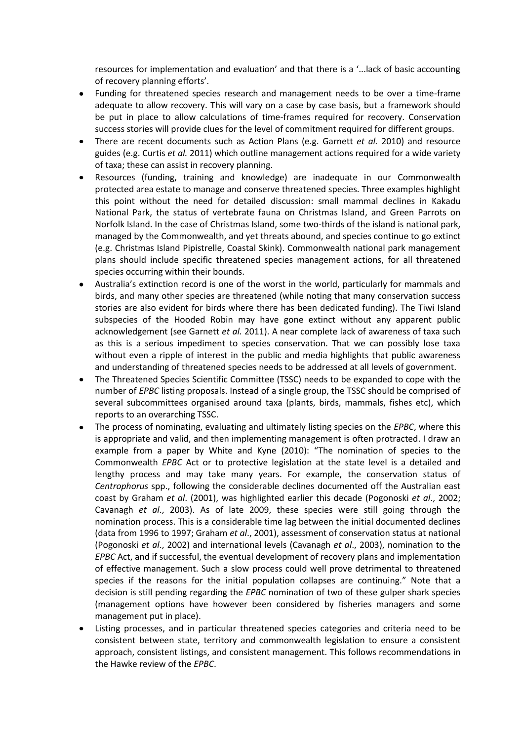resources for implementation and evaluation' and that there is a '...lack of basic accounting of recovery planning efforts'.

- Funding for threatened species research and management needs to be over a time-frame adequate to allow recovery. This will vary on a case by case basis, but a framework should be put in place to allow calculations of time-frames required for recovery. Conservation success stories will provide clues for the level of commitment required for different groups.
- There are recent documents such as Action Plans (e.g. Garnett *et al.* 2010) and resource guides (e.g. Curtis *et al.* 2011) which outline management actions required for a wide variety of taxa; these can assist in recovery planning.
- Resources (funding, training and knowledge) are inadequate in our Commonwealth protected area estate to manage and conserve threatened species. Three examples highlight this point without the need for detailed discussion: small mammal declines in Kakadu National Park, the status of vertebrate fauna on Christmas Island, and Green Parrots on Norfolk Island. In the case of Christmas Island, some two-thirds of the island is national park, managed by the Commonwealth, and yet threats abound, and species continue to go extinct (e.g. Christmas Island Pipistrelle, Coastal Skink). Commonwealth national park management plans should include specific threatened species management actions, for all threatened species occurring within their bounds.
- Australia's extinction record is one of the worst in the world, particularly for mammals and birds, and many other species are threatened (while noting that many conservation success stories are also evident for birds where there has been dedicated funding). The Tiwi Island subspecies of the Hooded Robin may have gone extinct without any apparent public acknowledgement (see Garnett *et al.* 2011). A near complete lack of awareness of taxa such as this is a serious impediment to species conservation. That we can possibly lose taxa without even a ripple of interest in the public and media highlights that public awareness and understanding of threatened species needs to be addressed at all levels of government.
- The Threatened Species Scientific Committee (TSSC) needs to be expanded to cope with the number of *EPBC* listing proposals. Instead of a single group, the TSSC should be comprised of several subcommittees organised around taxa (plants, birds, mammals, fishes etc), which reports to an overarching TSSC.
- The process of nominating, evaluating and ultimately listing species on the *EPBC*, where this is appropriate and valid, and then implementing management is often protracted. I draw an example from a paper by White and Kyne (2010): "The nomination of species to the Commonwealth *EPBC* Act or to protective legislation at the state level is a detailed and lengthy process and may take many years. For example, the conservation status of *Centrophorus* spp., following the considerable declines documented off the Australian east coast by Graham *et al*. (2001), was highlighted earlier this decade (Pogonoski *et al*., 2002; Cavanagh *et al*., 2003). As of late 2009, these species were still going through the nomination process. This is a considerable time lag between the initial documented declines (data from 1996 to 1997; Graham *et al*., 2001), assessment of conservation status at national (Pogonoski *et al*., 2002) and international levels (Cavanagh *et al*., 2003), nomination to the *EPBC* Act, and if successful, the eventual development of recovery plans and implementation of effective management. Such a slow process could well prove detrimental to threatened species if the reasons for the initial population collapses are continuing." Note that a decision is still pending regarding the *EPBC* nomination of two of these gulper shark species (management options have however been considered by fisheries managers and some management put in place).
- Listing processes, and in particular threatened species categories and criteria need to be consistent between state, territory and commonwealth legislation to ensure a consistent approach, consistent listings, and consistent management. This follows recommendations in the Hawke review of the *EPBC*.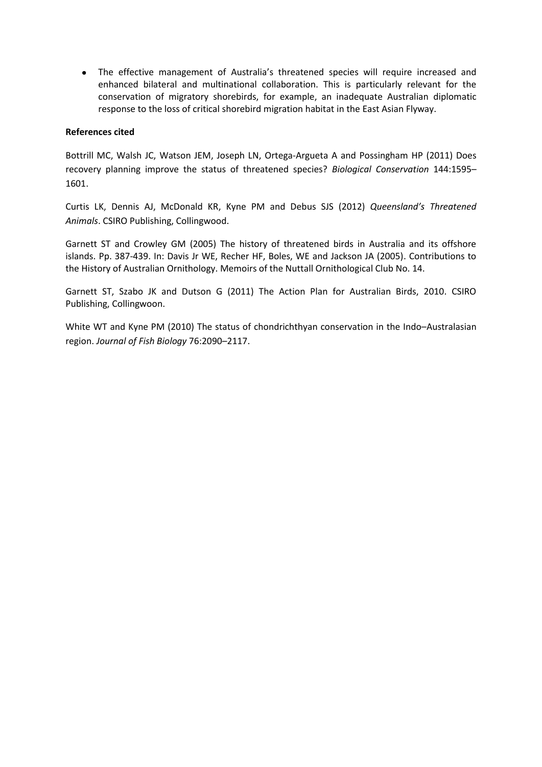- The effective management of Australia's threatened species will require increased and enhanced bilateral and multinational collaboration. This is particularly relevant for the conservation of migratory shorebirds, for example, an inadequate Australian diplomatic response to the loss of critical shorebird migration habitat in the East Asian Flyway.

**References cited**

Bottrill MC, Walsh JC, Watson JEM, Joseph LN, Ortega-Argueta A and Possingham HP (2011) Does recovery planning improve the status of threatened species? *Biological Conservation* 144:1595–1601.

Curtis LK, Dennis AJ, McDonald KR, Kyne PM and Debus SJS (2012) *Queensland's Threatened Animals*. CSIRO Publishing, Collingwood.

Garnett ST and Crowley GM (2005) The history of threatened birds in Australia and its offshore islands. Pp. 387-439. In: Davis Jr WE, Recher HF, Boles, WE and Jackson JA (2005). Contributions to the History of Australian Ornithology. Memoirs of the Nuttall Ornithological Club No. 14.

Garnett ST, Szabo JK and Dutson G (2011) The Action Plan for Australian Birds, 2010. CSIRO Publishing, Collingwoon.

White WT and Kyne PM (2010) The status of chondrichthyan conservation in the Indo–Australasian region. *Journal of Fish Biology* 76:2090–2117.